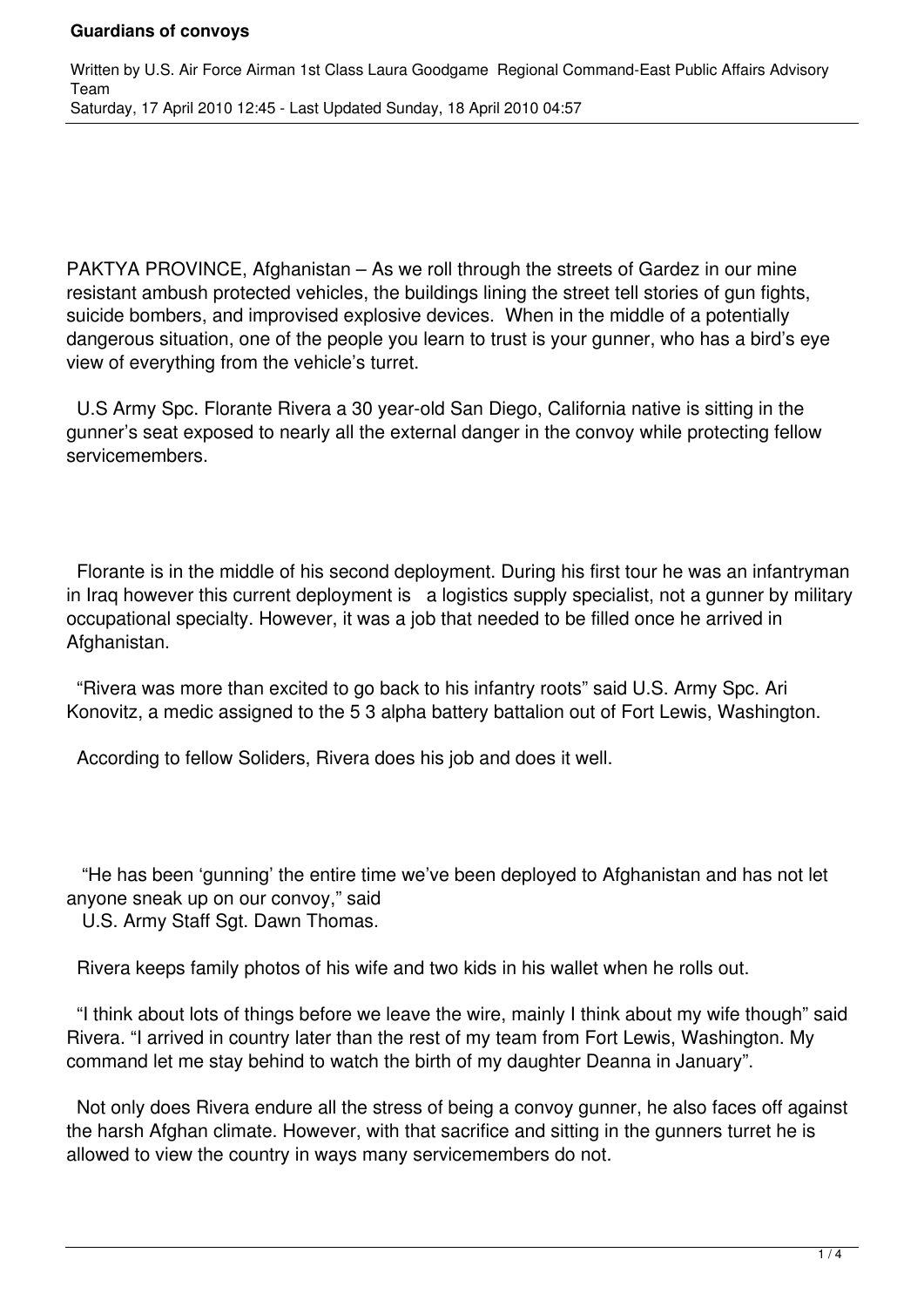# Guardians of convoys

Written by U.S. Air Force Airman 1st Class Laura Goodgame Regional Command-East Public Affairs Advisory Team
Saturday, 17 April 2010 12:45 - Last Updated Sunday, 18 April 2010 04:57

PAKTYA PROVINCE, Afghanistan – As we roll through the streets of Gardez in our mine resistant ambush protected vehicles, the buildings lining the street tell stories of gun fights, suicide bombers, and improvised explosive devices. When in the middle of a potentially dangerous situation, one of the people you learn to trust is your gunner, who has a bird's eye view of everything from the vehicle's turret.

U.S Army Spc. Florante Rivera a 30 year-old San Diego, California native is sitting in the gunner's seat exposed to nearly all the external danger in the convoy while protecting fellow servicemembers.

Florante is in the middle of his second deployment. During his first tour he was an infantryman in Iraq however this current deployment is a logistics supply specialist, not a gunner by military occupational specialty. However, it was a job that needed to be filled once he arrived in Afghanistan.

"Rivera was more than excited to go back to his infantry roots" said U.S. Army Spc. Ari Konovitz, a medic assigned to the 5 3 alpha battery battalion out of Fort Lewis, Washington.

According to fellow Soliders, Rivera does his job and does it well.

"He has been 'gunning' the entire time we've been deployed to Afghanistan and has not let anyone sneak up on our convoy," said U.S. Army Staff Sgt. Dawn Thomas.

Rivera keeps family photos of his wife and two kids in his wallet when he rolls out.

"I think about lots of things before we leave the wire, mainly I think about my wife though" said Rivera. "I arrived in country later than the rest of my team from Fort Lewis, Washington. My command let me stay behind to watch the birth of my daughter Deanna in January".

Not only does Rivera endure all the stress of being a convoy gunner, he also faces off against the harsh Afghan climate. However, with that sacrifice and sitting in the gunners turret he is allowed to view the country in ways many servicemembers do not.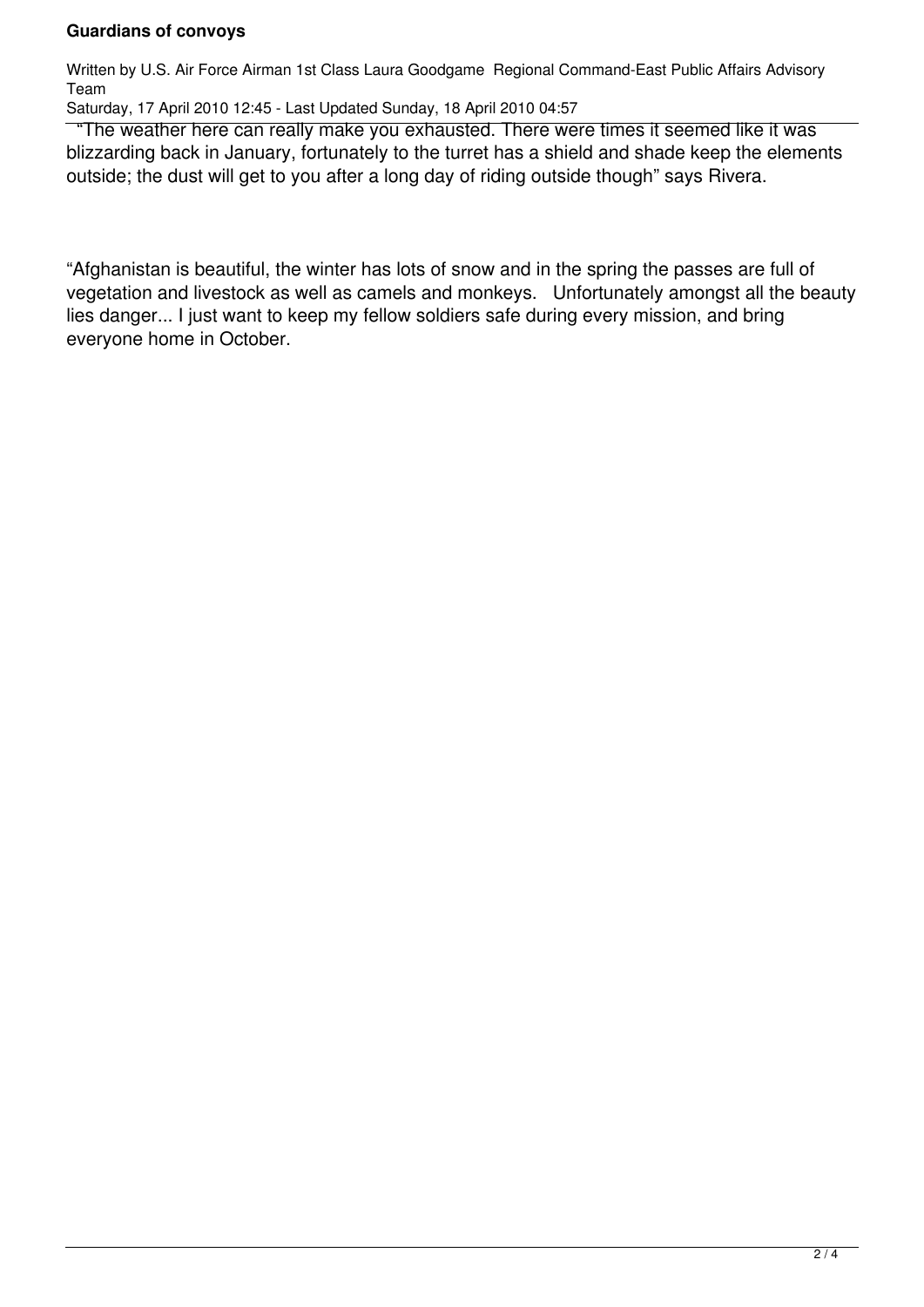"The weather here can really make you exhausted. There were times it seemed like it was blizzarding back in January, fortunately to the turret has a shield and shade keep the elements outside; the dust will get to you after a long day of riding outside though" says Rivera.

"Afghanistan is beautiful, the winter has lots of snow and in the spring the passes are full of vegetation and livestock as well as camels and monkeys.   Unfortunately amongst all the beauty lies danger... I just want to keep my fellow soldiers safe during every mission, and bring everyone home in October.